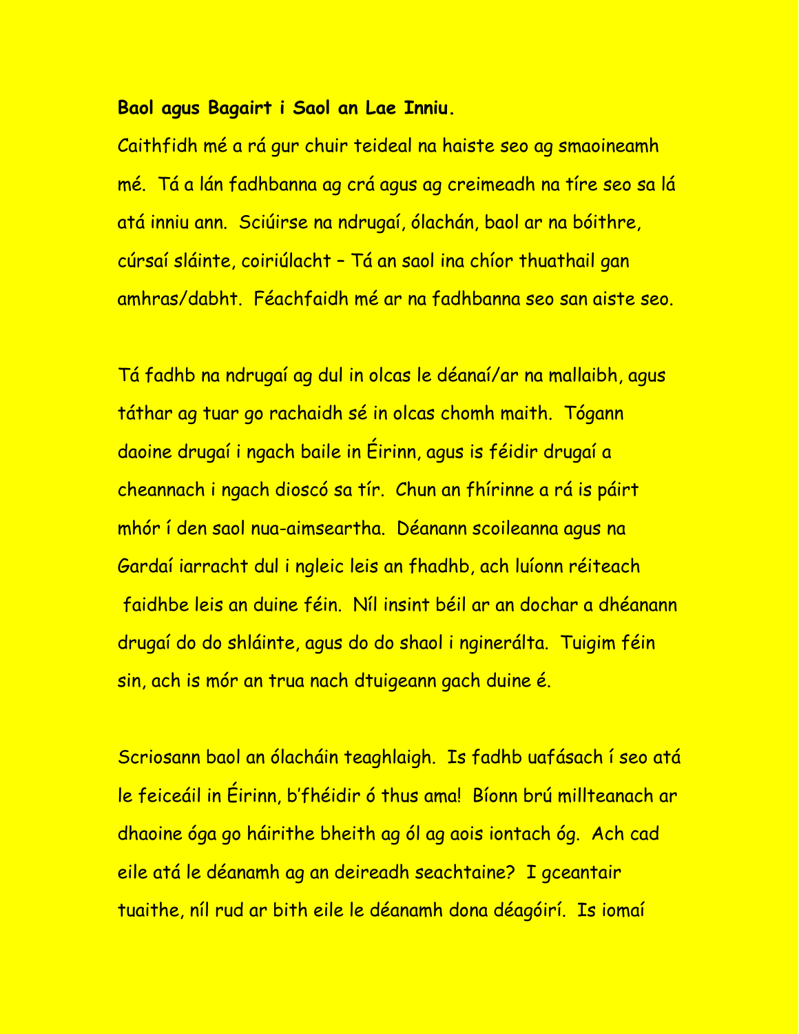**Baol agus Bagairt i Saol an Lae Inniu.**

Caithfidh mé a rá gur chuir teideal na haiste seo ag smaoineamh mé. Tá a lán fadhbanna ag crá agus ag creimeadh na tíre seo sa lá atá inniu ann. Sciúirse na ndrugaí, ólachán, baol ar na bóithre, cúrsaí sláinte, coiriúlacht – Tá an saol ina chíor thuathail gan amhras/dabht. Féachfaidh mé ar na fadhbanna seo san aiste seo.

Tá fadhb na ndrugaí ag dul in olcas le déanaí/ar na mallaibh, agus táthar ag tuar go rachaidh sé in olcas chomh maith. Tógann daoine drugaí i ngach baile in Éirinn, agus is féidir drugaí a cheannach i ngach dioscó sa tír. Chun an fhírinne a rá is páirt mhór í den saol nua-aimseartha. Déanann scoileanna agus na Gardaí iarracht dul i ngleic leis an fhadhb, ach luíonn réiteach faidhbe leis an duine féin. Níl insint béil ar an dochar a dhéanann drugaí do do shláinte, agus do do shaol i nginerálta. Tuigim féin sin, ach is mór an trua nach dtuigeann gach duine é.

Scriosann baol an ólacháin teaghlaigh. Is fadhb uafásach í seo atá le feiceáil in Éirinn, b'fhéidir ó thus ama! Bíonn brú millteanach ar dhaoine óga go háirithe bheith ag ól ag aois iontach óg. Ach cad eile atá le déanamh ag an deireadh seachtaine? I gceantair tuaithe, níl rud ar bith eile le déanamh dona déagóirí. Is iomaí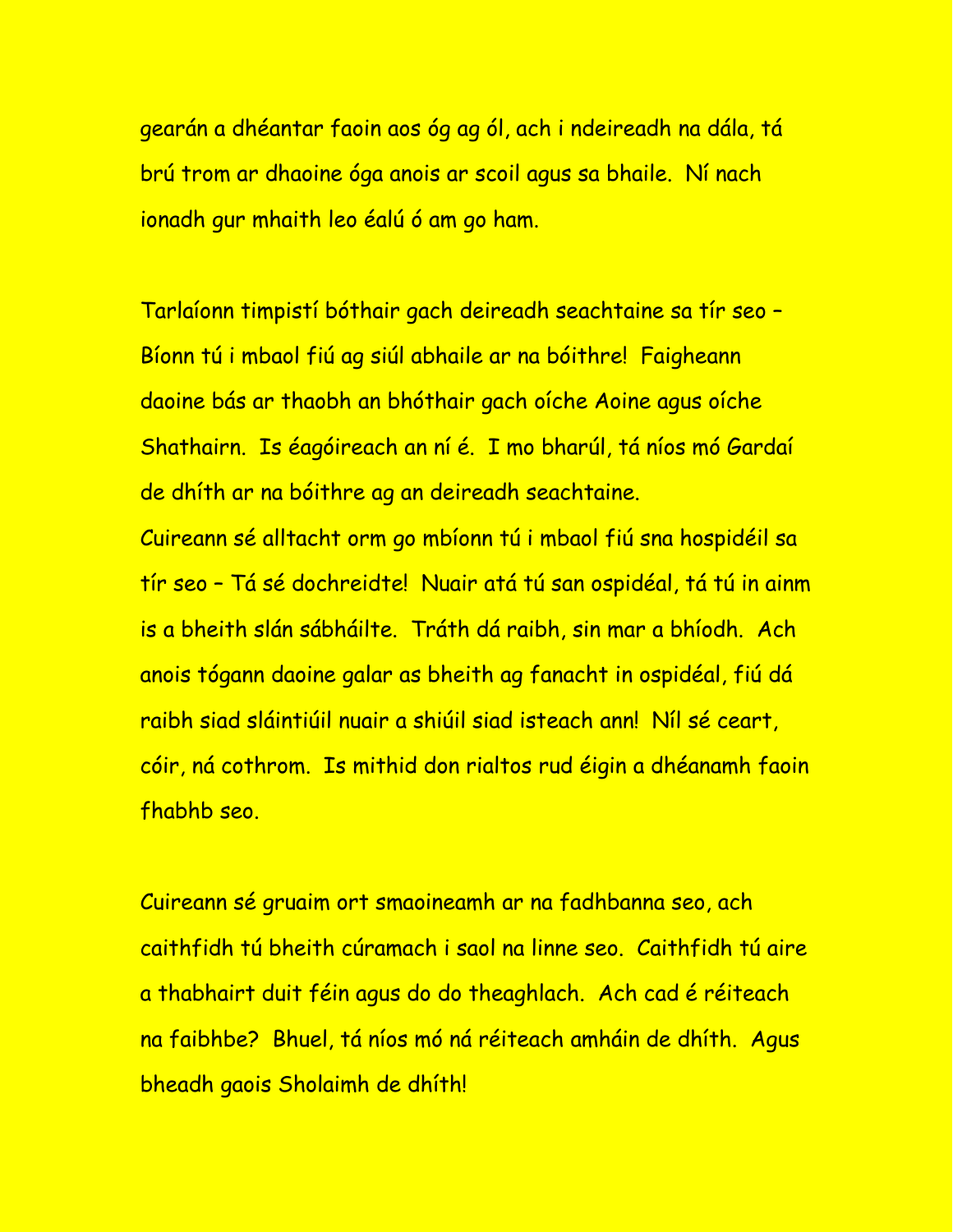gearán a dhéantar faoin aos óg ag ól, ach i ndeireadh na dála, tá brú trom ar dhaoine óga anois ar scoil agus sa bhaile. Ní nach ionadh gur mhaith leo éalú ó am go ham.

Tarlaíonn timpistí bóthair gach deireadh seachtaine sa tír seo – Bíonn tú i mbaol fiú ag siúl abhaile ar na bóithre! Faigheann daoine bás ar thaobh an bhóthair gach oíche Aoine agus oíche Shathairn. Is éagóireach an ní é. I mo bharúl, tá níos mó Gardaí de dhíth ar na bóithre ag an deireadh seachtaine.
Cuireann sé alltacht orm go mbíonn tú i mbaol fiú sna hospidéil sa tír seo – Tá sé dochreidte! Nuair atá tú san ospidéal, tá tú in ainm is a bheith slán sábháilte. Tráth dá raibh, sin mar a bhíodh. Ach anois tógann daoine galar as bheith ag fanacht in ospidéal, fiú dá raibh siad sláintiúil nuair a shiúil siad isteach ann! Níl sé ceart, cóir, ná cothrom. Is mithid don rialtos rud éigin a dhéanamh faoin fhabhb seo.

Cuireann sé gruaim ort smaoineamh ar na fadhbanna seo, ach caithfidh tú bheith cúramach i saol na linne seo. Caithfidh tú aire a thabhairt duit féin agus do do theaghlach. Ach cad é réiteach na faibhbe? Bhuel, tá níos mó ná réiteach amháin de dhíth. Agus bheadh gaois Sholaimh de dhíth!